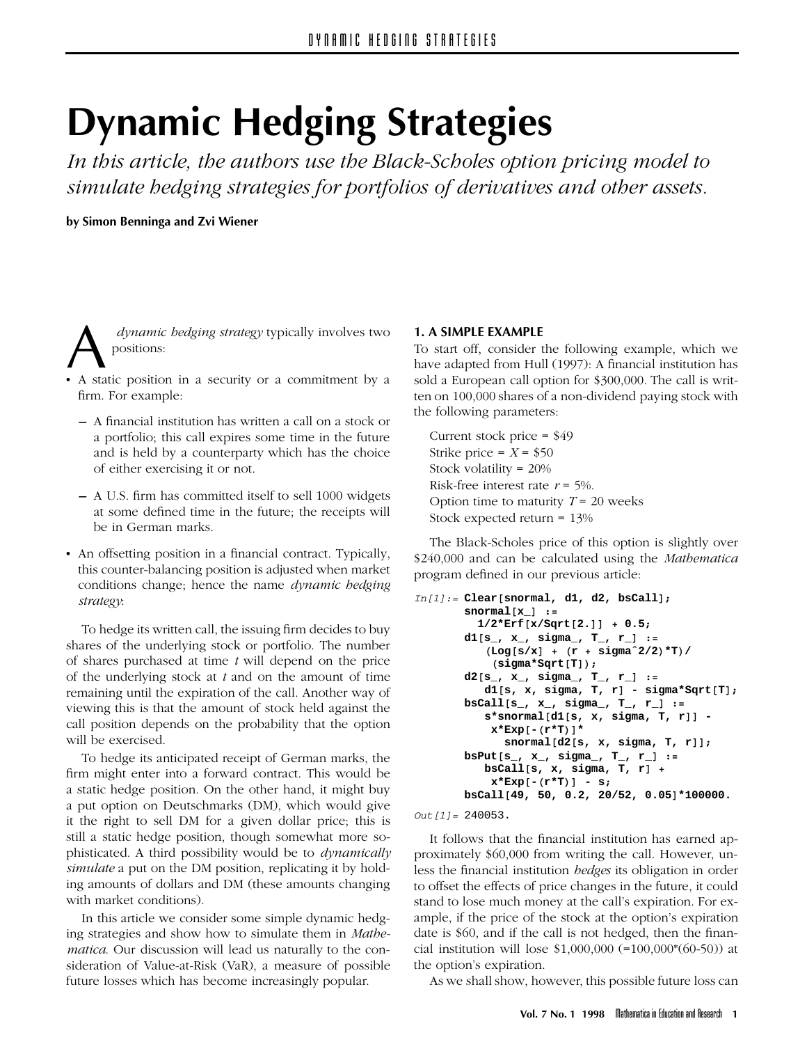# Dynamic Hedging Strategies

*In this article, the authors use the Black-Scholes option pricing model to simulate hedging strategies for portfolios of derivatives and other assets.*

**by Simon Benninga and Zvi Wiener**

A *dynamic hedging strategy* typically involves two positions:

- A static position in a security or a commitment by a firm. For example:
  - A financial institution has written a call on a stock or a portfolio; this call expires some time in the future and is held by a counterparty which has the choice of either exercising it or not.
  - A U.S. firm has committed itself to sell 1000 widgets at some defined time in the future; the receipts will be in German marks.
- An offsetting position in a financial contract. Typically, this counter-balancing position is adjusted when market conditions change; hence the name *dynamic hedging strategy*:

To hedge its written call, the issuing firm decides to buy shares of the underlying stock or portfolio. The number of shares purchased at time $t$ will depend on the price of the underlying stock at $t$ and on the amount of time remaining until the expiration of the call. Another way of viewing this is that the amount of stock held against the call position depends on the probability that the option will be exercised.

To hedge its anticipated receipt of German marks, the firm might enter into a forward contract. This would be a static hedge position. On the other hand, it might buy a put option on Deutschmarks (DM), which would give it the right to sell DM for a given dollar price; this is still a static hedge position, though somewhat more sophisticated. A third possibility would be to *dynamically simulate* a put on the DM position, replicating it by holding amounts of dollars and DM (these amounts changing with market conditions).

In this article we consider some simple dynamic hedging strategies and show how to simulate them in *Mathematica*. Our discussion will lead us naturally to the consideration of Value-at-Risk (VaR), a measure of possible future losses which has become increasingly popular.

## 1. A SIMPLE EXAMPLE

To start off, consider the following example, which we have adapted from Hull (1997): A financial institution has sold a European call option for $300,000. The call is written on 100,000 shares of a non-dividend paying stock with the following parameters:

Current stock price = $49
Strike price = $X$ = $50
Stock volatility = 20%
Risk-free interest rate $r$ = 5%.
Option time to maturity $T$ = 20 weeks
Stock expected return = 13%

The Black-Scholes price of this option is slightly over $240,000 and can be calculated using the *Mathematica* program defined in our previous article:

```
In[1]:= Clear[snormal, d1, d2, bsCall];
        snormal[x_] :=
          1/2*Erf[x/Sqrt[2.]] + 0.5;
        d1[s_, x_, sigma_, T_, r_] :=
           (Log[s/x] + (r + sigma^2/2)*T)/
            (sigma*Sqrt[T]);
        d2[s_, x_, sigma_, T_, r_] :=
           d1[s, x, sigma, T, r] - sigma*Sqrt[T];
        bsCall[s_, x_, sigma_, T_, r_] :=
           s*snormal[d1[s, x, sigma, T, r]] -
            x*Exp[-(r*T)]*
              snormal[d2[s, x, sigma, T, r]];
        bsPut[s_, x_, sigma_, T_, r_] :=
           bsCall[s, x, sigma, T, r] +
            x*Exp[-(r*T)] - s;
        bsCall[49, 50, 0.2, 20/52, 0.05]*100000.

Out[1]= 240053.
```

It follows that the financial institution has earned approximately $60,000 from writing the call. However, unless the financial institution *hedges* its obligation in order to offset the effects of price changes in the future, it could stand to lose much money at the call's expiration. For example, if the price of the stock at the option's expiration date is $60, and if the call is not hedged, then the financial institution will lose $1,000,000 (=100,000*(60-50)) at the option's expiration.

As we shall show, however, this possible future loss can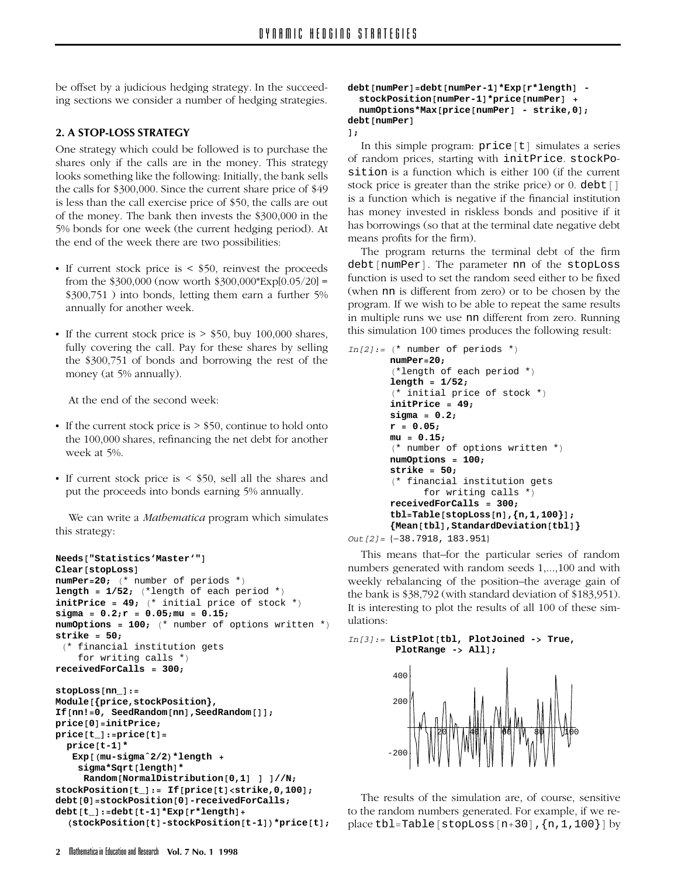be offset by a judicious hedging strategy. In the succeeding sections we consider a number of hedging strategies.

## 2. A STOP-LOSS STRATEGY

One strategy which could be followed is to purchase the shares only if the calls are in the money. This strategy looks something like the following: Initially, the bank sells the calls for $300,000. Since the current share price of $49 is less than the call exercise price of $50, the calls are out of the money. The bank then invests the $300,000 in the 5% bonds for one week (the current hedging period). At the end of the week there are two possibilities:

- If current stock price is < $50, reinvest the proceeds from the $300,000 (now worth $300,000*Exp[0.05/20] = $300,751 ) into bonds, letting them earn a further 5% annually for another week.
- If the current stock price is > $50, buy 100,000 shares, fully covering the call. Pay for these shares by selling the $300,751 of bonds and borrowing the rest of the money (at 5% annually).

At the end of the second week:

- If the current stock price is > $50, continue to hold onto the 100,000 shares, refinancing the net debt for another week at 5%.
- If current stock price is < $50, sell all the shares and put the proceeds into bonds earning 5% annually.

We can write a *Mathematica* program which simulates this strategy:

```
Needs["Statistics'Master'"]
Clear[stopLoss]
numPer=20; (* number of periods *)
length = 1/52; (*length of each period *)
initPrice = 49; (* initial price of stock *)
sigma = 0.2;r = 0.05;mu = 0.15;
numOptions = 100; (* number of options written *)
strike = 50;
 (* financial institution gets
    for writing calls *)
receivedForCalls = 300;

stopLoss[nn_]:=
Module[{price,stockPosition},
If[nn!=0, SeedRandom[nn],SeedRandom[]];
price[0]=initPrice;
price[t_]:=price[t]=
  price[t-1]*
   Exp[(mu-sigma^2/2)*length +
    sigma*Sqrt[length]*
     Random[NormalDistribution[0,1] ] ]//N;
stockPosition[t_]:= If[price[t]<strike,0,100];
debt[0]=stockPosition[0]-receivedForCalls;
debt[t_]:=debt[t-1]*Exp[r*length]+
  (stockPosition[t]-stockPosition[t-1])*price[t];
debt[numPer]=debt[numPer-1]*Exp[r*length] -
  stockPosition[numPer-1]*price[numPer] +
  numOptions*Max[price[numPer] - strike,0];
debt[numPer]
];
```

In this simple program: `price[t]` simulates a series of random prices, starting with `initPrice`. `stockPosition` is a function which is either 100 (if the current stock price is greater than the strike price) or 0. `debt[]` is a function which is negative if the financial institution has money invested in riskless bonds and positive if it has borrowings (so that at the terminal date negative debt means profits for the firm).

The program returns the terminal debt of the firm `debt[numPer]`. The parameter `nn` of the `stopLoss` function is used to set the random seed either to be fixed (when `nn` is different from zero) or to be chosen by the program. If we wish to be able to repeat the same results in multiple runs we use `nn` different from zero. Running this simulation 100 times produces the following result:

```
In[2]:= (* number of periods *)
        numPer=20;
        (*length of each period *)
        length = 1/52;
        (* initial price of stock *)
        initPrice = 49;
        sigma = 0.2;
        r = 0.05;
        mu = 0.15;
        (* number of options written *)
        numOptions = 100;
        strike = 50;
        (* financial institution gets
              for writing calls *)
        receivedForCalls = 300;
        tbl=Table[stopLoss[n],{n,1,100}];
        {Mean[tbl],StandardDeviation[tbl]}
Out[2]= {-38.7918, 183.951}
```

This means that–for the particular series of random numbers generated with random seeds 1,...,100 and with weekly rebalancing of the position–the average gain of the bank is $38,792 (with standard deviation of $183,951). It is interesting to plot the results of all 100 of these simulations:

```
In[3]:= ListPlot[tbl, PlotJoined -> True,
         PlotRange -> All];
```

The results of the simulation are, of course, sensitive to the random numbers generated. For example, if we replace `tbl=Table[stopLoss[n+30],{n,1,100}]` by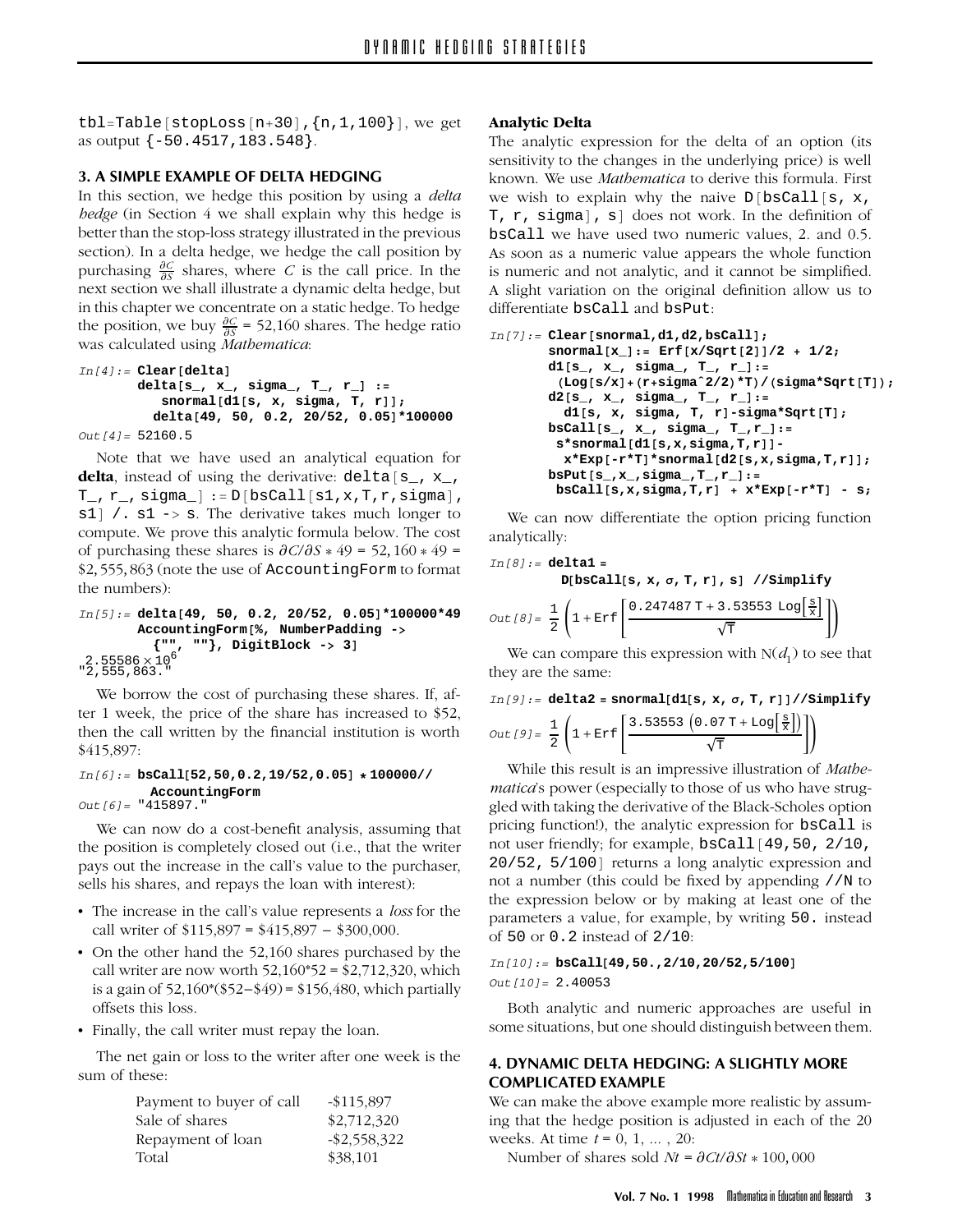tbl=Table[stopLoss[n+30],{n,1,100}], we get as output {-50.4517,183.548}.

### 3. A SIMPLE EXAMPLE OF DELTA HEDGING

In this section, we hedge this position by using a *delta hedge* (in Section 4 we shall explain why this hedge is better than the stop-loss strategy illustrated in the previous section). In a delta hedge, we hedge the call position by purchasing $\frac{\partial C}{\partial S}$ shares, where $C$ is the call price. In the next section we shall illustrate a dynamic delta hedge, but in this chapter we concentrate on a static hedge. To hedge the position, we buy $\frac{\partial C}{\partial S}$ = 52,160 shares. The hedge ratio was calculated using *Mathematica*:

```
In[4]:= Clear[delta]
        delta[s_, x_, sigma_, T_, r_] :=
           snormal[d1[s, x, sigma, T, r]];
          delta[49, 50, 0.2, 20/52, 0.05]*100000
Out[4]= 52160.5
```

Note that we have used an analytical equation for **delta**, instead of using the derivative: delta[s_, x_, T_, r_, sigma_] := D[bsCall[s1,x,T,r,sigma], s1] /. s1 -> s. The derivative takes much longer to compute. We prove this analytic formula below. The cost of purchasing these shares is $\partial C/\partial S * 49 = 52,160 * 49 =$ \$2,555,863 (note the use of AccountingForm to format the numbers):

```
In[5]:= delta[49, 50, 0.2, 20/52, 0.05]*100000*49
        AccountingForm[%, NumberPadding ->
          {"", ""}, DigitBlock -> 3]
 2.55586 × 10^6
"2,555,863."
```

We borrow the cost of purchasing these shares. If, after 1 week, the price of the share has increased to \$52, then the call written by the financial institution is worth \$415,897:

```
In[6]:= bsCall[52,50,0.2,19/52,0.05] * 100000//
          AccountingForm
Out[6]= "415897."
```

We can now do a cost-benefit analysis, assuming that the position is completely closed out (i.e., that the writer pays out the increase in the call's value to the purchaser, sells his shares, and repays the loan with interest):

- The increase in the call's value represents a *loss* for the call writer of \$115,897 = \$415,897 − \$300,000.
- On the other hand the 52,160 shares purchased by the call writer are now worth 52,160*52 = \$2,712,320, which is a gain of 52,160*(\$52−\$49) = \$156,480, which partially offsets this loss.
- Finally, the call writer must repay the loan.

The net gain or loss to the writer after one week is the sum of these:

| | |
|---|---|
| Payment to buyer of call | -\$115,897 |
| Sale of shares | \$2,712,320 |
| Repayment of loan | -\$2,558,322 |
| Total | \$38,101 |

#### Analytic Delta

The analytic expression for the delta of an option (its sensitivity to the changes in the underlying price) is well known. We use *Mathematica* to derive this formula. First we wish to explain why the naive D[bsCall[s, x, T, r, sigma], s] does not work. In the definition of bsCall we have used two numeric values, 2. and 0.5. As soon as a numeric value appears the whole function is numeric and not analytic, and it cannot be simplified. A slight variation on the original definition allow us to differentiate bsCall and bsPut:

```
In[7]:= Clear[snormal,d1,d2,bsCall];
        snormal[x_]:= Erf[x/Sqrt[2]]/2 + 1/2;
        d1[s_, x_, sigma_, T_, r_]:=
         (Log[s/x]+(r+sigma^2/2)*T)/(sigma*Sqrt[T]);
        d2[s_, x_, sigma_, T_, r_]:=
          d1[s, x, sigma, T, r]-sigma*Sqrt[T];
        bsCall[s_, x_, sigma_, T_,r_]:=
         s*snormal[d1[s,x,sigma,T,r]]-
          x*Exp[-r*T]*snormal[d2[s,x,sigma,T,r]];
        bsPut[s_,x_,sigma_,T_,r_]:=
         bsCall[s,x,sigma,T,r] + x*Exp[-r*T] - s;
```

We can now differentiate the option pricing function analytically:

```
In[8]:= delta1 =
          D[bsCall[s, x, σ, T, r], s] //Simplify
```

$$\text{Out[8]}= \frac{1}{2}\left(1+\text{Erf}\left[\frac{0.247487\,T+3.53553\,\text{Log}\left[\frac{s}{x}\right]}{\sqrt{T}}\right]\right)$$

We can compare this expression with $N(d_1)$ to see that they are the same:

```
In[9]:= delta2 = snormal[d1[s, x, σ, T, r]]//Simplify
```

$$\text{Out[9]}= \frac{1}{2}\left(1+\text{Erf}\left[\frac{3.53553\,\left(0.07\,T+\text{Log}\left[\frac{s}{x}\right]\right)}{\sqrt{T}}\right]\right)$$

While this result is an impressive illustration of *Mathematica*'s power (especially to those of us who have struggled with taking the derivative of the Black-Scholes option pricing function!), the analytic expression for bsCall is not user friendly; for example, bsCall[49,50, 2/10, 20/52, 5/100] returns a long analytic expression and not a number (this could be fixed by appending //N to the expression below or by making at least one of the parameters a value, for example, by writing 50. instead of 50 or 0.2 instead of 2/10:

```
In[10]:= bsCall[49,50.,2/10,20/52,5/100]
Out[10]= 2.40053
```

Both analytic and numeric approaches are useful in some situations, but one should distinguish between them.

### 4. DYNAMIC DELTA HEDGING: A SLIGHTLY MORE COMPLICATED EXAMPLE

We can make the above example more realistic by assuming that the hedge position is adjusted in each of the 20 weeks. At time $t$ = 0, 1, ... , 20:

Number of shares sold $Nt = \partial Ct/\partial St * 100,000$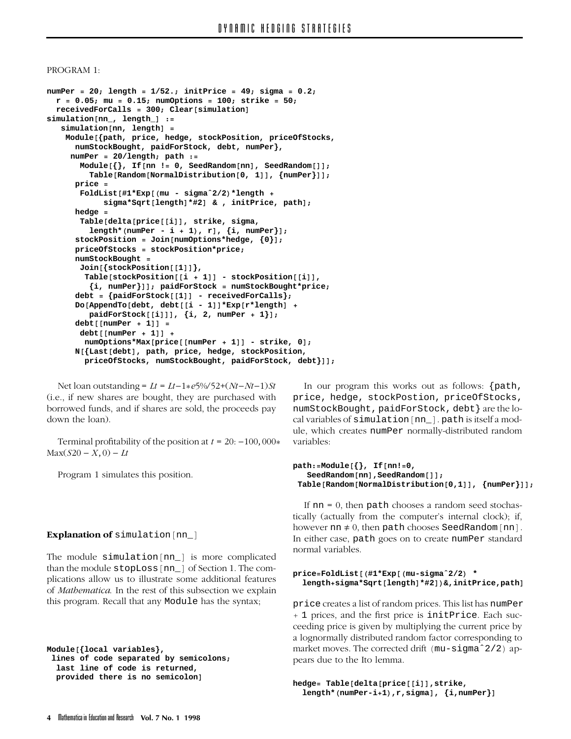PROGRAM 1:

```
numPer = 20; length = 1/52.; initPrice = 49; sigma = 0.2;
  r = 0.05; mu = 0.15; numOptions = 100; strike = 50;
  receivedForCalls = 300; Clear[simulation]
simulation[nn_, length_] :=
   simulation[nn, length] =
    Module[{path, price, hedge, stockPosition, priceOfStocks,
      numStockBought, paidForStock, debt, numPer},
     numPer = 20/length; path :=
       Module[{}, If[nn != 0, SeedRandom[nn], SeedRandom[]];
         Table[Random[NormalDistribution[0, 1]], {numPer}]];
      price =
       FoldList[#1*Exp[(mu - sigma^2/2)*length +
            sigma*Sqrt[length]*#2] & , initPrice, path];
      hedge =
       Table[delta[price[[i]], strike, sigma,
         length*(numPer - i + 1), r], {i, numPer}];
      stockPosition = Join[numOptions*hedge, {0}];
      priceOfStocks = stockPosition*price;
      numStockBought =
       Join[{stockPosition[[1]]},
        Table[stockPosition[[i + 1]] - stockPosition[[i]],
         {i, numPer}]]; paidForStock = numStockBought*price;
      debt = {paidForStock[[1]] - receivedForCalls};
      Do[AppendTo[debt, debt[[i - 1]]*Exp[r*length] +
         paidForStock[[i]]], {i, 2, numPer + 1}];
      debt[[numPer + 1]] =
       debt[[numPer + 1]] +
        numOptions*Max[price[[numPer + 1]] - strike, 0];
      N[{Last[debt], path, price, hedge, stockPosition,
        priceOfStocks, numStockBought, paidForStock, debt}]];
```

Net loan outstanding = $L_t = L_{t-1} * e^{5\%/52} + (N_t - N_{t-1})S_t$ (i.e., if new shares are bought, they are purchased with borrowed funds, and if shares are sold, the proceeds pay down the loan).

Terminal profitability of the position at $t = 20$: $-100,000 * \mathrm{Max}(S_{20} - X, 0) - L_t$

Program 1 simulates this position.

### Explanation of `simulation[nn_]`

The module `simulation[nn_]` is more complicated than the module `stopLoss[nn_]` of Section 1. The complications allow us to illustrate some additional features of *Mathematica*. In the rest of this subsection we explain this program. Recall that any `Module` has the syntax;

```
Module[{local variables},
 lines of code separated by semicolons;
  last line of code is returned,
  provided there is no semicolon]
```

In our program this works out as follows: `{path, price, hedge, stockPostion, priceOfStocks, numStockBought, paidForStock, debt}` are the local variables of `simulation[nn_]`. `path` is itself a module, which creates `numPer` normally-distributed random variables:

```
path:=Module[{}, If[nn!=0,
   SeedRandom[nn],SeedRandom[]];
 Table[Random[NormalDistribution[0,1]], {numPer}]];
```

If `nn` = 0, then `path` chooses a random seed stochastically (actually from the computer's internal clock); if, however `nn` ≠ 0, then `path` chooses `SeedRandom[nn]`. In either case, `path` goes on to create `numPer` standard normal variables.

```
price=FoldList[(#1*Exp[(mu-sigma^2/2) *
  length+sigma*Sqrt[length]*#2])&,initPrice,path]
```

`price` creates a list of random prices. This list has `numPer + 1` prices, and the first price is `initPrice`. Each succeeding price is given by multiplying the current price by a lognormally distributed random factor corresponding to market moves. The corrected drift `(mu-sigma^2/2)` appears due to the Ito lemma.

```
hedge= Table[delta[price[[i]],strike,
  length*(numPer-i+1),r,sigma], {i,numPer}]
```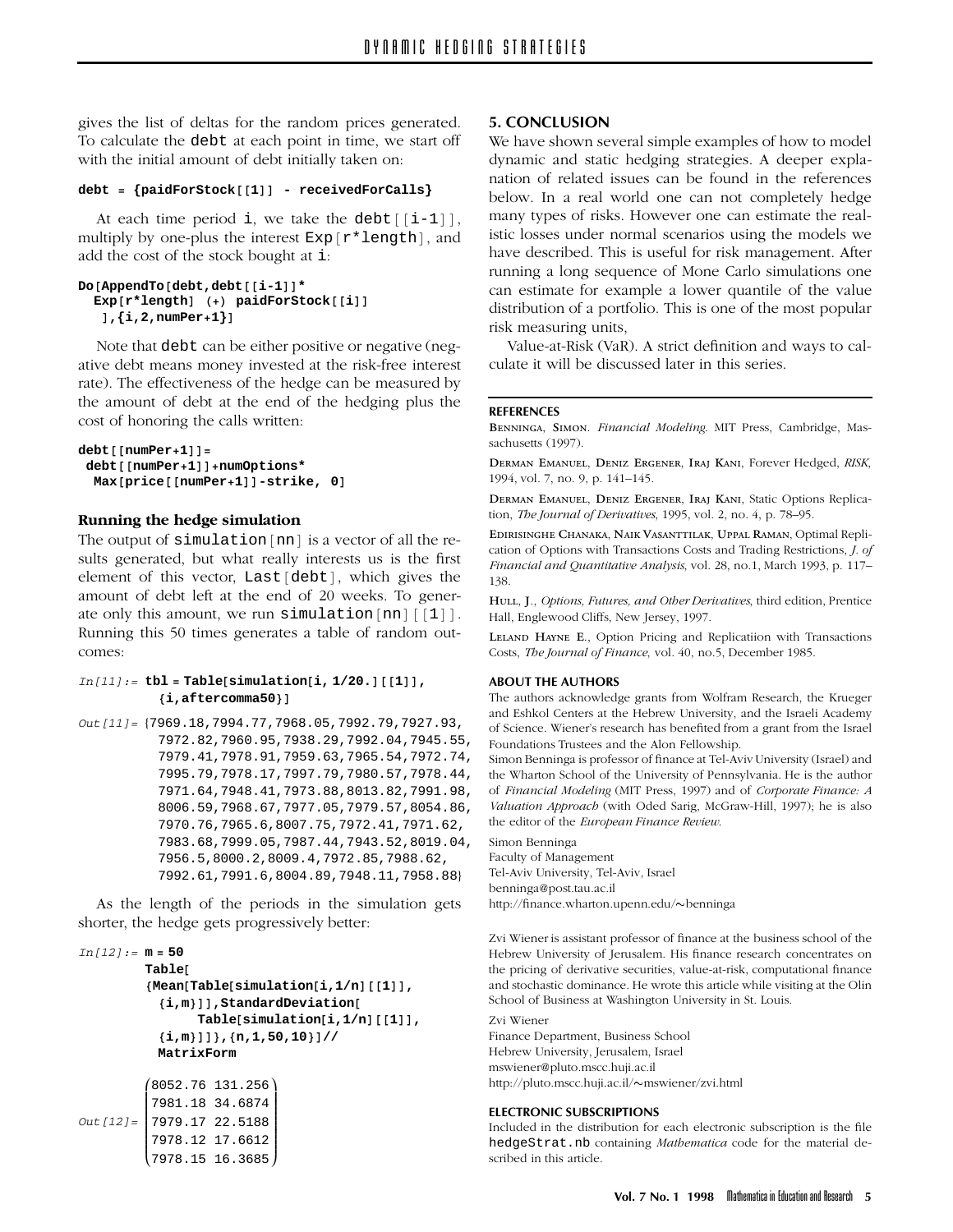gives the list of deltas for the random prices generated. To calculate the debt at each point in time, we start off with the initial amount of debt initially taken on:

```
debt = {paidForStock[[1]] - receivedForCalls}
```

At each time period i, we take the debt[[i-1]], multiply by one-plus the interest Exp[r*length], and add the cost of the stock bought at i:

```
Do[AppendTo[debt,debt[[i-1]]*
  Exp[r*length] (+) paidForStock[[i]]
   ],{i,2,numPer+1}]
```

Note that debt can be either positive or negative (negative debt means money invested at the risk-free interest rate). The effectiveness of the hedge can be measured by the amount of debt at the end of the hedging plus the cost of honoring the calls written:

```
debt[[numPer+1]]=
 debt[[numPer+1]]+numOptions*
  Max[price[[numPer+1]]-strike, 0]
```

### Running the hedge simulation

The output of simulation[nn] is a vector of all the results generated, but what really interests us is the first element of this vector, Last[debt], which gives the amount of debt left at the end of 20 weeks. To generate only this amount, we run simulation[nn][[1]]. Running this 50 times generates a table of random outcomes:

```
In[11]:= tbl = Table[simulation[i, 1/20.][[1]],
           {i,aftercomma50}]

Out[11]= {7969.18,7994.77,7968.05,7992.79,7927.93,
          7972.82,7960.95,7938.29,7992.04,7945.55,
          7979.41,7978.91,7959.63,7965.54,7972.74,
          7995.79,7978.17,7997.79,7980.57,7978.44,
          7971.64,7948.41,7973.88,8013.82,7991.98,
          8006.59,7968.67,7977.05,7979.57,8054.86,
          7970.76,7965.6,8007.75,7972.41,7971.62,
          7983.68,7999.05,7987.44,7943.52,8019.04,
          7956.5,8000.2,8009.4,7972.85,7988.62,
          7992.61,7991.6,8004.89,7948.11,7958.88}
```

As the length of the periods in the simulation gets shorter, the hedge gets progressively better:

```
In[12]:= m = 50
         Table[
         {Mean[Table[simulation[i,1/n][[1]],
           {i,m}]],StandardDeviation[
               Table[simulation[i,1/n][[1]],
           {i,m}]]},{n,1,50,10}]//
           MatrixForm
```

Out[12]=

$$\begin{pmatrix} 8052.76 & 131.256 \\ 7981.18 & 34.6874 \\ 7979.17 & 22.5188 \\ 7978.12 & 17.6612 \\ 7978.15 & 16.3685 \end{pmatrix}$$

## 5. CONCLUSION

We have shown several simple examples of how to model dynamic and static hedging strategies. A deeper explanation of related issues can be found in the references below. In a real world one can not completely hedge many types of risks. However one can estimate the realistic losses under normal scenarios using the models we have described. This is useful for risk management. After running a long sequence of Mone Carlo simulations one can estimate for example a lower quantile of the value distribution of a portfolio. This is one of the most popular risk measuring units,

Value-at-Risk (VaR). A strict definition and ways to calculate it will be discussed later in this series.

### REFERENCES

Benninga, Simon. *Financial Modeling*. MIT Press, Cambridge, Massachusetts (1997).

Derman Emanuel, Deniz Ergener, Iraj Kani, Forever Hedged, *RISK*, 1994, vol. 7, no. 9, p. 141–145.

Derman Emanuel, Deniz Ergener, Iraj Kani, Static Options Replication, *The Journal of Derivatives*, 1995, vol. 2, no. 4, p. 78–95.

Edirisinghe Chanaka, Naik Vasanttilak, Uppal Raman, Optimal Replication of Options with Transactions Costs and Trading Restrictions, *J. of Financial and Quantitative Analysis*, vol. 28, no.1, March 1993, p. 117–138.

Hull, J., *Options, Futures, and Other Derivatives*, third edition, Prentice Hall, Englewood Cliffs, New Jersey, 1997.

Leland Hayne E., Option Pricing and Replicatiion with Transactions Costs, *The Journal of Finance*, vol. 40, no.5, December 1985.

### ABOUT THE AUTHORS

The authors acknowledge grants from Wolfram Research, the Krueger and Eshkol Centers at the Hebrew University, and the Israeli Academy of Science. Wiener's research has benefited from a grant from the Israel Foundations Trustees and the Alon Fellowship.

Simon Benninga is professor of finance at Tel-Aviv University (Israel) and the Wharton School of the University of Pennsylvania. He is the author of *Financial Modeling* (MIT Press, 1997) and of *Corporate Finance: A Valuation Approach* (with Oded Sarig, McGraw-Hill, 1997); he is also the editor of the *European Finance Review*.

Simon Benninga
Faculty of Management
Tel-Aviv University, Tel-Aviv, Israel
benninga@post.tau.ac.il
http://finance.wharton.upenn.edu/~benninga

Zvi Wiener is assistant professor of finance at the business school of the Hebrew University of Jerusalem. His finance research concentrates on the pricing of derivative securities, value-at-risk, computational finance and stochastic dominance. He wrote this article while visiting at the Olin School of Business at Washington University in St. Louis.

Zvi Wiener
Finance Department, Business School
Hebrew University, Jerusalem, Israel
mswiener@pluto.mscc.huji.ac.il
http://pluto.mscc.huji.ac.il/~mswiener/zvi.html

### ELECTRONIC SUBSCRIPTIONS

Included in the distribution for each electronic subscription is the file hedgeStrat.nb containing *Mathematica* code for the material described in this article.